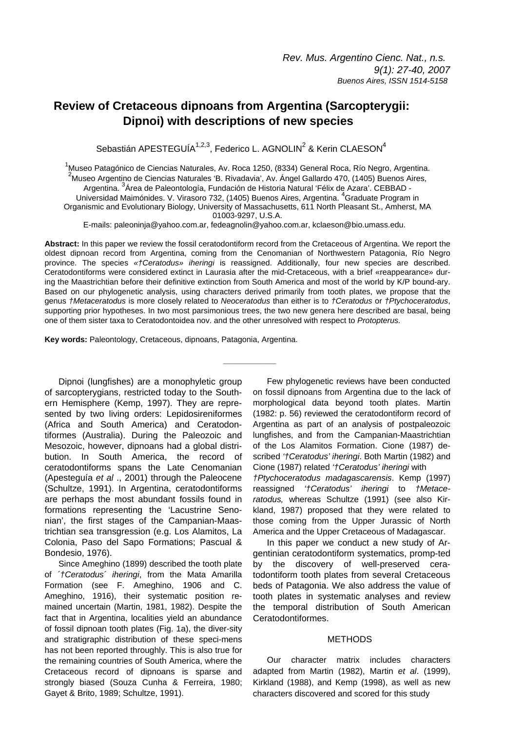# Review of Cretaceous dipnoans from Argentina (Sarcopterygii: Dipnoi) with descriptions of new species

Sebastián APESTEGUÍA[1,2,3], Federico L. AGNOLIN[2] & Kerin CLAESON[4]

[1]Museo Patagónico de Ciencias Naturales, Av. Roca 1250, (8334) General Roca, Río Negro, Argentina. [2]Museo Argentino de Ciencias Naturales 'B. Rivadavia', Av. Ángel Gallardo 470, (1405) Buenos Aires, Argentina. [3]Área de Paleontología, Fundación de Historia Natural 'Félix de Azara'. CEBBAD - Universidad Maimónides. V. Virasoro 732, (1405) Buenos Aires, Argentina. [4]Graduate Program in Organismic and Evolutionary Biology, University of Massachusetts, 611 North Pleasant St., Amherst, MA 01003-9297, U.S.A.

E-mails: paleoninja@yahoo.com.ar, fedeagnolin@yahoo.com.ar, kclaeson@bio.umass.edu.

**Abstract:** In this paper we review the fossil ceratodontiform record from the Cretaceous of Argentina. We report the oldest dipnoan record from Argentina, coming from the Cenomanian of Northwestern Patagonia, Río Negro province. The species *«†Ceratodus» iheringi* is reassigned. Additionally, four new species are described. Ceratodontiforms were considered extinct in Laurasia after the mid-Cretaceous, with a brief «reappearance» during the Maastrichtian before their definitive extinction from South America and most of the world by K/P bound-ary. Based on our phylogenetic analysis, using characters derived primarily from tooth plates, we propose that the genus *†Metaceratodus* is more closely related to *Neoceratodus* than either is to *†Ceratodus* or *†Ptychoceratodus*, supporting prior hypotheses. In two most parsimonious trees, the two new genera here described are basal, being one of them sister taxa to Ceratodontoidea nov. and the other unresolved with respect to *Protopterus.*

**Key words:** Paleontology, Cretaceous, dipnoans, Patagonia, Argentina.

---

Dipnoi (lungfishes) are a monophyletic group of sarcopterygians, restricted today to the Southern Hemisphere (Kemp, 1997). They are represented by two living orders: Lepidosireniformes (Africa and South America) and Ceratodontiformes (Australia). During the Paleozoic and Mesozoic, however, dipnoans had a global distribution. In South America, the record of ceratodontiforms spans the Late Cenomanian (Apesteguía *et al* ., 2001) through the Paleocene (Schultze, 1991). In Argentina, ceratodontiforms are perhaps the most abundant fossils found in formations representing the 'Lacustrine Senonian', the first stages of the Campanian-Maastrichtian sea transgression (e.g. Los Alamitos, La Colonia, Paso del Sapo Formations; Pascual & Bondesio, 1976).

Since Ameghino (1899) described the tooth plate of *´†Ceratodus´ iheringi*, from the Mata Amarilla Formation (see F. Ameghino, 1906 and C. Ameghino, 1916), their systematic position remained uncertain (Martin, 1981, 1982). Despite the fact that in Argentina, localities yield an abundance of fossil dipnoan tooth plates (Fig. 1a), the diver-sity and stratigraphic distribution of these speci-mens has not been reported throughly. This is also true for the remaining countries of South America, where the Cretaceous record of dipnoans is sparse and strongly biased (Souza Cunha & Ferreira, 1980; Gayet & Brito, 1989; Schultze, 1991).

Few phylogenetic reviews have been conducted on fossil dipnoans from Argentina due to the lack of morphological data beyond tooth plates. Martin (1982: p. 56) reviewed the ceratodontiform record of Argentina as part of an analysis of postpaleozoic lungfishes, and from the Campanian-Maastrichtian of the Los Alamitos Formation. Cione (1987) described *'†Ceratodus' iheringi*. Both Martin (1982) and Cione (1987) related *'†Ceratodus' iheringi* with *†Ptychoceratodus madagascarensis*. Kemp (1997) reassigned *'†Ceratodus' iheringi* to *†Metaceratodus,* whereas Schultze (1991) (see also Kirkland, 1987) proposed that they were related to those coming from the Upper Jurassic of North America and the Upper Cretaceous of Madagascar.

In this paper we conduct a new study of Argentinian ceratodontiform systematics, promp-ted by the discovery of well-preserved ceratodontiform tooth plates from several Cretaceous beds of Patagonia. We also address the value of tooth plates in systematic analyses and review the temporal distribution of South American Ceratodontiformes.

## METHODS

Our character matrix includes characters adapted from Martin (1982), Martin *et al*. (1999), Kirkland (1988), and Kemp (1998), as well as new characters discovered and scored for this study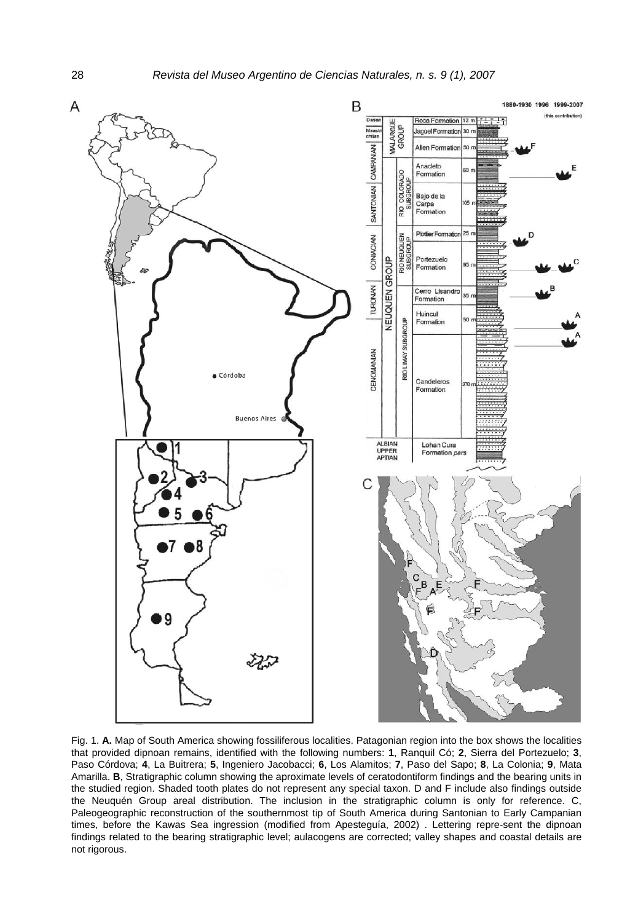Fig. 1. **A.** Map of South America showing fossiliferous localities. Patagonian region into the box shows the localities that provided dipnoan remains, identified with the following numbers: **1**, Ranquil Có; **2**, Sierra del Portezuelo; **3**, Paso Córdova; **4**, La Buitrera; **5**, Ingeniero Jacobacci; **6**, Los Alamitos; **7**, Paso del Sapo; **8**, La Colonia; **9**, Mata Amarilla. **B**, Stratigraphic column showing the aproximate levels of ceratodontiform findings and the bearing units in the studied region. Shaded tooth plates do not represent any special taxon. D and F include also findings outside the Neuquén Group areal distribution. The inclusion in the stratigraphic column is only for reference. C, Paleogeographic reconstruction of the southernmost tip of South America during Santonian to Early Campanian times, before the Kawas Sea ingression (modified from Apesteguía, 2002) . Lettering repre-sent the dipnoan findings related to the bearing stratigraphic level; aulacogens are corrected; valley shapes and coastal details are not rigorous.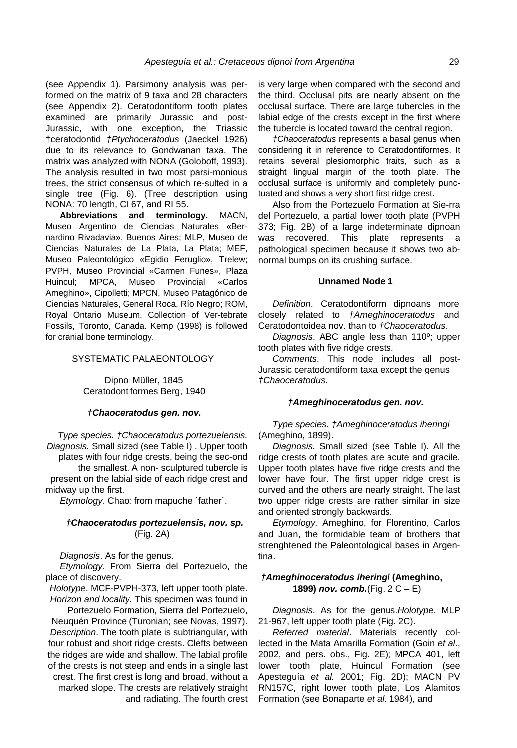(see Appendix 1). Parsimony analysis was performed on the matrix of 9 taxa and 28 characters (see Appendix 2). Ceratodontiform tooth plates examined are primarily Jurassic and post-Jurassic, with one exception, the Triassic †ceratodontid *†Ptychoceratodus* (Jaeckel 1926) due to its relevance to Gondwanan taxa. The matrix was analyzed with NONA (Goloboff, 1993). The analysis resulted in two most parsi-monious trees, the strict consensus of which re-sulted in a single tree (Fig. 6). (Tree description using NONA: 70 length, CI 67, and RI 55.

**Abbreviations and terminology.** MACN, Museo Argentino de Ciencias Naturales «Bernardino Rivadavia», Buenos Aires; MLP, Museo de Ciencias Naturales de La Plata, La Plata; MEF, Museo Paleontológico «Egidio Feruglio», Trelew; PVPH, Museo Provincial «Carmen Funes», Plaza Huincul; MPCA, Museo Provincial «Carlos Ameghino», Cipolletti; MPCN, Museo Patagónico de Ciencias Naturales, General Roca, Río Negro; ROM, Royal Ontario Museum, Collection of Ver-tebrate Fossils, Toronto, Canada. Kemp (1998) is followed for cranial bone terminology.

## SYSTEMATIC PALAEONTOLOGY

Dipnoi Müller, 1845
Ceratodontiformes Berg, 1940

### *†Chaoceratodus gen. nov.*

*Type species. †Chaoceratodus portezuelensis.*
*Diagnosis.* Small sized (see Table I) . Upper tooth plates with four ridge crests, being the sec-ond the smallest. A non- sculptured tubercle is present on the labial side of each ridge crest and midway up the first.
*Etymology.* Chao: from mapuche ´father´.

### *†Chaoceratodus portezuelensis, nov. sp.* (Fig. 2A)

*Diagnosis*. As for the genus.
*Etymology*. From Sierra del Portezuelo, the place of discovery.
*Holotype*. MCF-PVPH-373, left upper tooth plate.
*Horizon and locality*. This specimen was found in Portezuelo Formation, Sierra del Portezuelo, Neuquén Province (Turonian; see Novas, 1997).
*Description*. The tooth plate is subtriangular, with four robust and short ridge crests. Clefts between the ridges are wide and shallow. The labial profile of the crests is not steep and ends in a single last crest. The first crest is long and broad, without a marked slope. The crests are relatively straight and radiating. The fourth crest is very large when compared with the second and the third. Occlusal pits are nearly absent on the occlusal surface. There are large tubercles in the labial edge of the crests except in the first where the tubercle is located toward the central region.

*†Chaoceratodus* represents a basal genus when considering it in reference to Ceratodontiformes. It retains several plesiomorphic traits, such as a straight lingual margin of the tooth plate. The occlusal surface is uniformly and completely punctuated and shows a very short first ridge crest.

Also from the Portezuelo Formation at Sie-rra del Portezuelo, a partial lower tooth plate (PVPH 373; Fig. 2B) of a large indeterminate dipnoan was recovered. This plate represents a pathological specimen because it shows two abnormal bumps on its crushing surface.

### Unnamed Node 1

*Definition*. Ceratodontiform dipnoans more closely related to *†Ameghinoceratodus* and Ceratodontoidea nov. than to *†Chaoceratodus*.
*Diagnosis*. ABC angle less than 110º; upper tooth plates with five ridge crests.
*Comments*. This node includes all post-Jurassic ceratodontiform taxa except the genus *†Chaoceratodus*.

### *†Ameghinoceratodus gen. nov.*

*Type species. †Ameghinoceratodus iheringi* (Ameghino, 1899).
*Diagnosis.* Small sized (see Table I). All the ridge crests of tooth plates are acute and gracile. Upper tooth plates have five ridge crests and the lower have four. The first upper ridge crest is curved and the others are nearly straight. The last two upper ridge crests are rather similar in size and oriented strongly backwards.
*Etymology*. Ameghino, for Florentino, Carlos and Juan, the formidable team of brothers that strenghtened the Paleontological bases in Argentina.

### *†Ameghinoceratodus iheringi* **(Ameghino, 1899)** ***nov. comb.*** (Fig. 2 C – E)

*Diagnosis*. As for the genus. *Holotype*. MLP 21-967, left upper tooth plate (Fig. 2C).
*Referred material*. Materials recently collected in the Mata Amarilla Formation (Goin *et al*., 2002, and pers. obs., Fig. 2E); MPCA 401, left lower tooth plate, Huincul Formation (see Apesteguía *et al.* 2001; Fig. 2D); MACN PV RN157C, right lower tooth plate, Los Alamitos Formation (see Bonaparte *et al*. 1984), and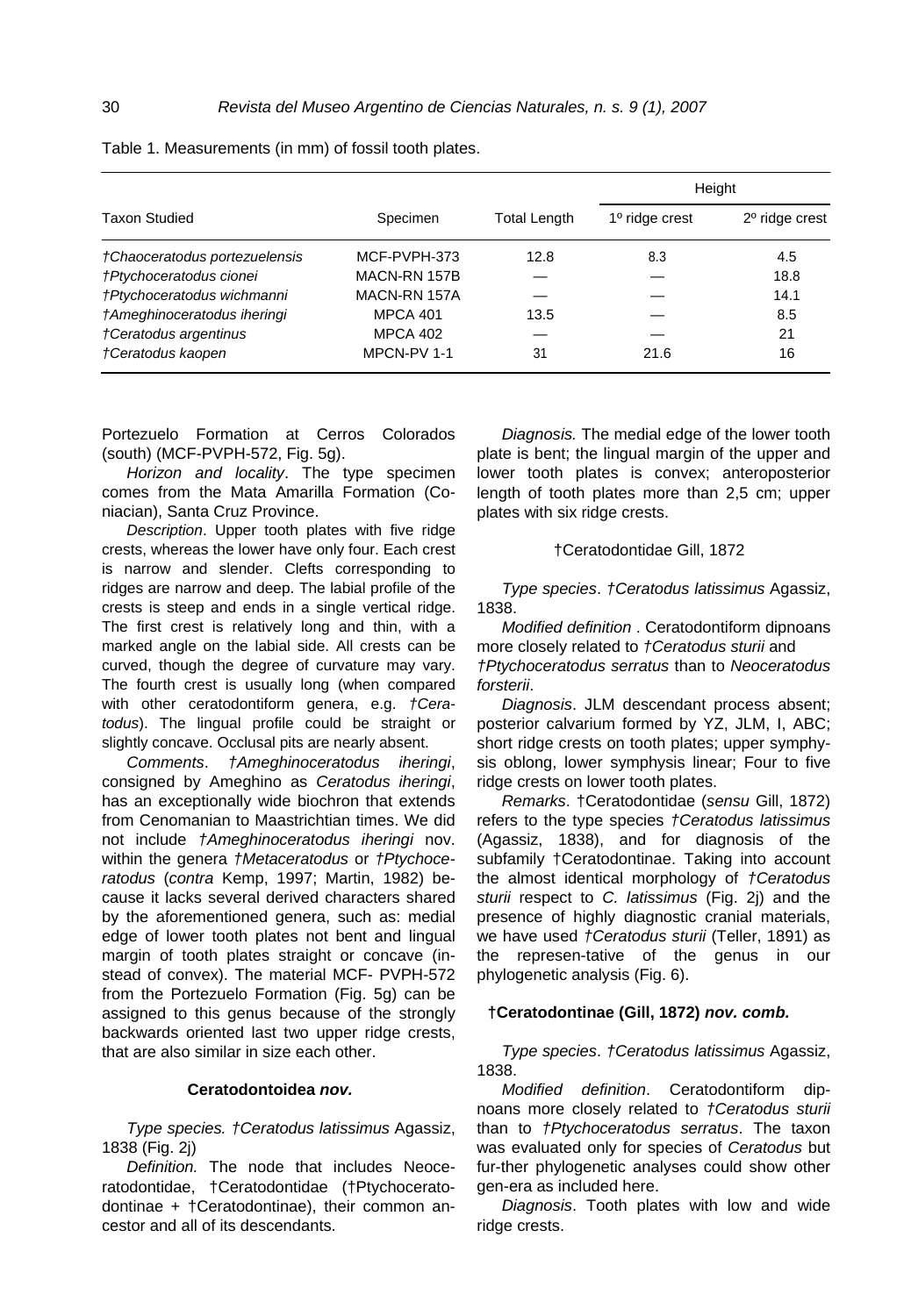Table 1. Measurements (in mm) of fossil tooth plates.

| Taxon Studied | Specimen | Total Length | Height | |
|---|---|---|---|---|
| | | | 1º ridge crest | 2º ridge crest |
| *†Chaoceratodus portezuelensis* | MCF-PVPH-373 | 12.8 | 8.3 | 4.5 |
| *†Ptychoceratodus cionei* | MACN-RN 157B | — | — | 18.8 |
| *†Ptychoceratodus wichmanni* | MACN-RN 157A | — | — | 14.1 |
| *†Ameghinoceratodus iheringi* | MPCA 401 | 13.5 | — | 8.5 |
| *†Ceratodus argentinus* | MPCA 402 | — | — | 21 |
| *†Ceratodus kaopen* | MPCN-PV 1-1 | 31 | 21.6 | 16 |

Portezuelo Formation at Cerros Colorados (south) (MCF-PVPH-572, Fig. 5g).

*Horizon and locality*. The type specimen comes from the Mata Amarilla Formation (Coniacian), Santa Cruz Province.

*Description*. Upper tooth plates with five ridge crests, whereas the lower have only four. Each crest is narrow and slender. Clefts corresponding to ridges are narrow and deep. The labial profile of the crests is steep and ends in a single vertical ridge. The first crest is relatively long and thin, with a marked angle on the labial side. All crests can be curved, though the degree of curvature may vary. The fourth crest is usually long (when compared with other ceratodontiform genera, e.g. *†Ceratodus*). The lingual profile could be straight or slightly concave. Occlusal pits are nearly absent.

*Comments*. *†Ameghinoceratodus iheringi*, consigned by Ameghino as *Ceratodus iheringi*, has an exceptionally wide biochron that extends from Cenomanian to Maastrichtian times. We did not include *†Ameghinoceratodus iheringi* nov. within the genera *†Metaceratodus* or *†Ptychoceratodus* (*contra* Kemp, 1997; Martin, 1982) because it lacks several derived characters shared by the aforementioned genera, such as: medial edge of lower tooth plates not bent and lingual margin of tooth plates straight or concave (instead of convex). The material MCF- PVPH-572 from the Portezuelo Formation (Fig. 5g) can be assigned to this genus because of the strongly backwards oriented last two upper ridge crests, that are also similar in size each other.

**Ceratodontoidea *nov.***

*Type species. †Ceratodus latissimus* Agassiz, 1838 (Fig. 2j)

*Definition.* The node that includes Neoceratodontidae, †Ceratodontidae (†Ptychoceratodontinae + †Ceratodontinae), their common ancestor and all of its descendants.

*Diagnosis.* The medial edge of the lower tooth plate is bent; the lingual margin of the upper and lower tooth plates is convex; anteroposterior length of tooth plates more than 2,5 cm; upper plates with six ridge crests.

†Ceratodontidae Gill, 1872

*Type species*. *†Ceratodus latissimus* Agassiz, 1838.

*Modified definition* . Ceratodontiform dipnoans more closely related to *†Ceratodus sturii* and *†Ptychoceratodus serratus* than to *Neoceratodus forsterii*.

*Diagnosis*. JLM descendant process absent; posterior calvarium formed by YZ, JLM, I, ABC; short ridge crests on tooth plates; upper symphysis oblong, lower symphysis linear; Four to five ridge crests on lower tooth plates.

*Remarks*. †Ceratodontidae (*sensu* Gill, 1872) refers to the type species *†Ceratodus latissimus* (Agassiz, 1838), and for diagnosis of the subfamily †Ceratodontinae. Taking into account the almost identical morphology of *†Ceratodus sturii* respect to *C. latissimus* (Fig. 2j) and the presence of highly diagnostic cranial materials, we have used *†Ceratodus sturii* (Teller, 1891) as the represen-tative of the genus in our phylogenetic analysis (Fig. 6).

**†Ceratodontinae (Gill, 1872) *nov. comb.***

*Type species*. *†Ceratodus latissimus* Agassiz, 1838.

*Modified definition*. Ceratodontiform dipnoans more closely related to *†Ceratodus sturii* than to *†Ptychoceratodus serratus*. The taxon was evaluated only for species of *Ceratodus* but fur-ther phylogenetic analyses could show other gen-era as included here.

*Diagnosis*. Tooth plates with low and wide ridge crests.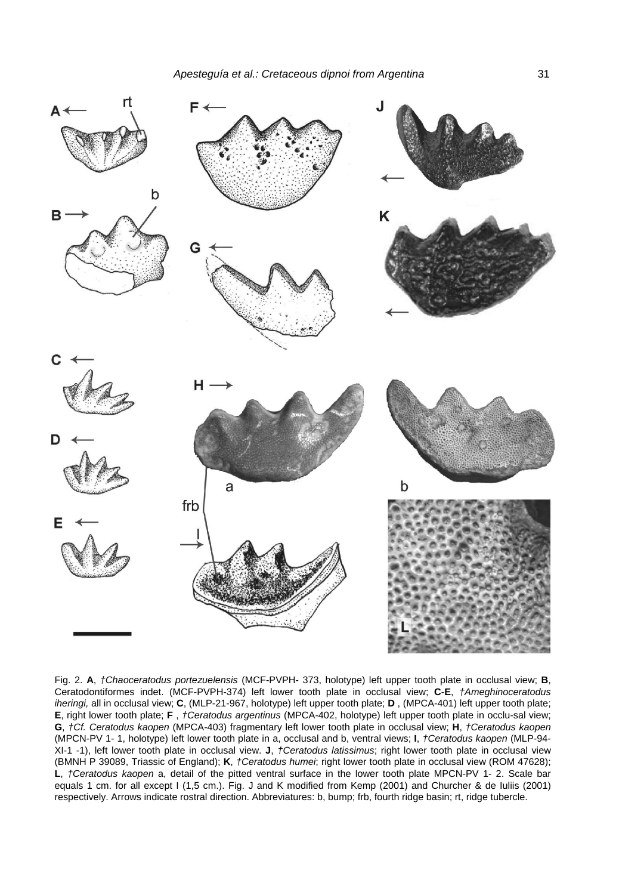Fig. 2. **A**, *†Chaoceratodus portezuelensis* (MCF-PVPH- 373, holotype) left upper tooth plate in occlusal view; **B**, Ceratodontiformes indet. (MCF-PVPH-374) left lower tooth plate in occlusal view; **C**-**E**, *†Ameghinoceratodus iheringi,* all in occlusal view; **C**, (MLP-21-967, holotype) left upper tooth plate; **D** , (MPCA-401) left upper tooth plate; **E**, right lower tooth plate; **F** , *†Ceratodus argentinus* (MPCA-402, holotype) left upper tooth plate in occlu-sal view; **G**, *†Cf. Ceratodus kaopen* (MPCA-403) fragmentary left lower tooth plate in occlusal view; **H**, *†Ceratodus kaopen* (MPCN-PV 1- 1, holotype) left lower tooth plate in a, occlusal and b, ventral views; **I**, *†Ceratodus kaopen* (MLP-94-XI-1 -1), left lower tooth plate in occlusal view. **J**, *†Ceratodus latissimus*; right lower tooth plate in occlusal view (BMNH P 39089, Triassic of England); **K**, *†Ceratodus humei*; right lower tooth plate in occlusal view (ROM 47628); **L**, *†Ceratodus kaopen* a, detail of the pitted ventral surface in the lower tooth plate MPCN-PV 1- 2. Scale bar equals 1 cm. for all except I (1,5 cm.). Fig. J and K modified from Kemp (2001) and Churcher & de Iuliis (2001) respectively. Arrows indicate rostral direction. Abbreviatures: b, bump; frb, fourth ridge basin; rt, ridge tubercle.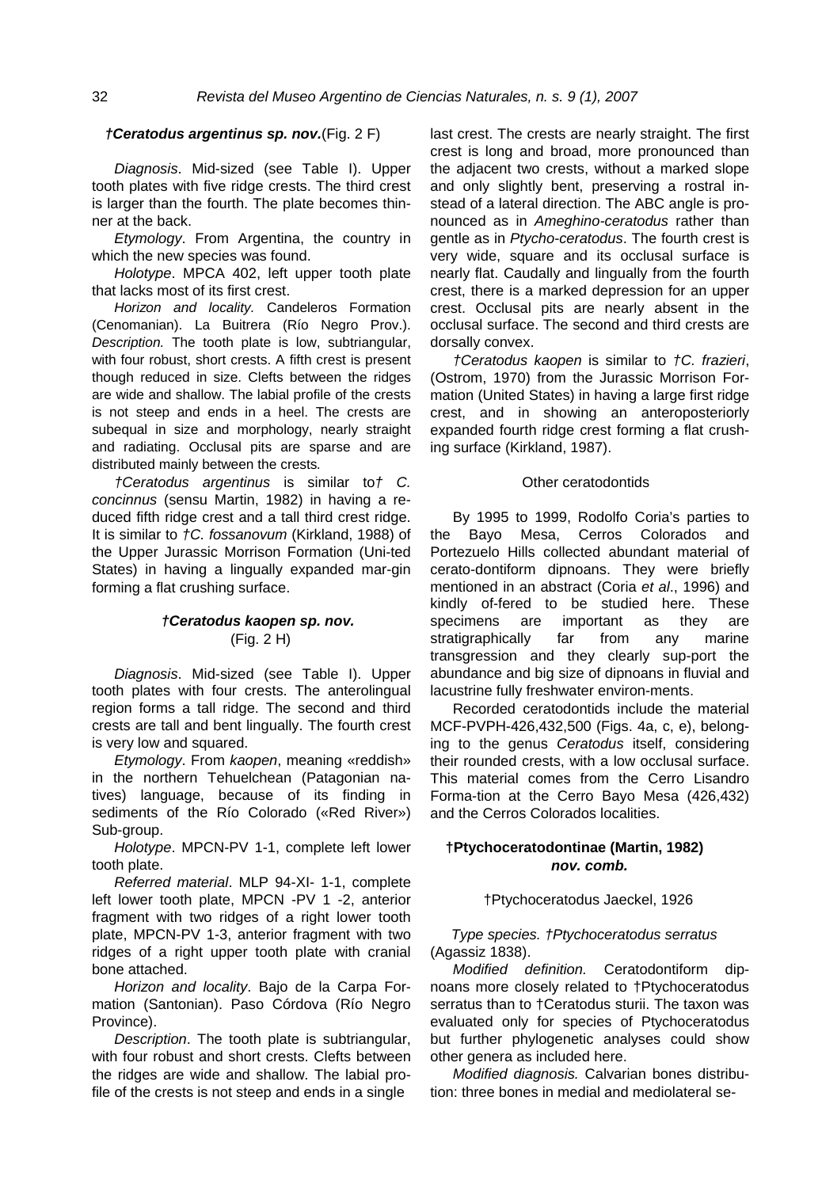***†Ceratodus argentinus* sp. nov.**(Fig. 2 F)

*Diagnosis*. Mid-sized (see Table I). Upper tooth plates with five ridge crests. The third crest is larger than the fourth. The plate becomes thinner at the back.

*Etymology*. From Argentina, the country in which the new species was found.

*Holotype*. MPCA 402, left upper tooth plate that lacks most of its first crest.

*Horizon and locality.* Candeleros Formation (Cenomanian). La Buitrera (Río Negro Prov.). *Description.* The tooth plate is low, subtriangular, with four robust, short crests. A fifth crest is present though reduced in size. Clefts between the ridges are wide and shallow. The labial profile of the crests is not steep and ends in a heel. The crests are subequal in size and morphology, nearly straight and radiating. Occlusal pits are sparse and are distributed mainly between the crests.

*†Ceratodus argentinus* is similar to*† C. concinnus* (sensu Martin, 1982) in having a reduced fifth ridge crest and a tall third crest ridge. It is similar to *†C. fossanovum* (Kirkland, 1988) of the Upper Jurassic Morrison Formation (Uni-ted States) in having a lingually expanded mar-gin forming a flat crushing surface.

***†Ceratodus kaopen* sp. nov.**
(Fig. 2 H)

*Diagnosis*. Mid-sized (see Table I). Upper tooth plates with four crests. The anterolingual region forms a tall ridge. The second and third crests are tall and bent lingually. The fourth crest is very low and squared.

*Etymology*. From *kaopen*, meaning «reddish» in the northern Tehuelchean (Patagonian natives) language, because of its finding in sediments of the Río Colorado («Red River») Sub-group.

*Holotype*. MPCN-PV 1-1, complete left lower tooth plate.

*Referred material*. MLP 94-XI- 1-1, complete left lower tooth plate, MPCN -PV 1 -2, anterior fragment with two ridges of a right lower tooth plate, MPCN-PV 1-3, anterior fragment with two ridges of a right upper tooth plate with cranial bone attached.

*Horizon and locality*. Bajo de la Carpa Formation (Santonian). Paso Córdova (Río Negro Province).

*Description*. The tooth plate is subtriangular, with four robust and short crests. Clefts between the ridges are wide and shallow. The labial profile of the crests is not steep and ends in a single last crest. The crests are nearly straight. The first crest is long and broad, more pronounced than the adjacent two crests, without a marked slope and only slightly bent, preserving a rostral instead of a lateral direction. The ABC angle is pronounced as in *Ameghino-ceratodus* rather than gentle as in *Ptycho-ceratodus*. The fourth crest is very wide, square and its occlusal surface is nearly flat. Caudally and lingually from the fourth crest, there is a marked depression for an upper crest. Occlusal pits are nearly absent in the occlusal surface. The second and third crests are dorsally convex.

*†Ceratodus kaopen* is similar to *†C. frazieri*, (Ostrom, 1970) from the Jurassic Morrison Formation (United States) in having a large first ridge crest, and in showing an anteroposteriorly expanded fourth ridge crest forming a flat crushing surface (Kirkland, 1987).

### Other ceratodontids

By 1995 to 1999, Rodolfo Coria's parties to the Bayo Mesa, Cerros Colorados and Portezuelo Hills collected abundant material of cerato-dontiform dipnoans. They were briefly mentioned in an abstract (Coria *et al*., 1996) and kindly of-fered to be studied here. These specimens are important as they are stratigraphically far from any marine transgression and they clearly sup-port the abundance and big size of dipnoans in fluvial and lacustrine fully freshwater environ-ments.

Recorded ceratodontids include the material MCF-PVPH-426,432,500 (Figs. 4a, c, e), belonging to the genus *Ceratodus* itself, considering their rounded crests, with a low occlusal surface. This material comes from the Cerro Lisandro Forma-tion at the Cerro Bayo Mesa (426,432) and the Cerros Colorados localities.

## †Ptychoceratodontinae (Martin, 1982) *nov. comb.*

†Ptychoceratodus Jaeckel, 1926

*Type species. †Ptychoceratodus serratus* (Agassiz 1838).

*Modified definition.* Ceratodontiform dipnoans more closely related to †Ptychoceratodus serratus than to †Ceratodus sturii. The taxon was evaluated only for species of Ptychoceratodus but further phylogenetic analyses could show other genera as included here.

*Modified diagnosis.* Calvarian bones distribution: three bones in medial and mediolateral se-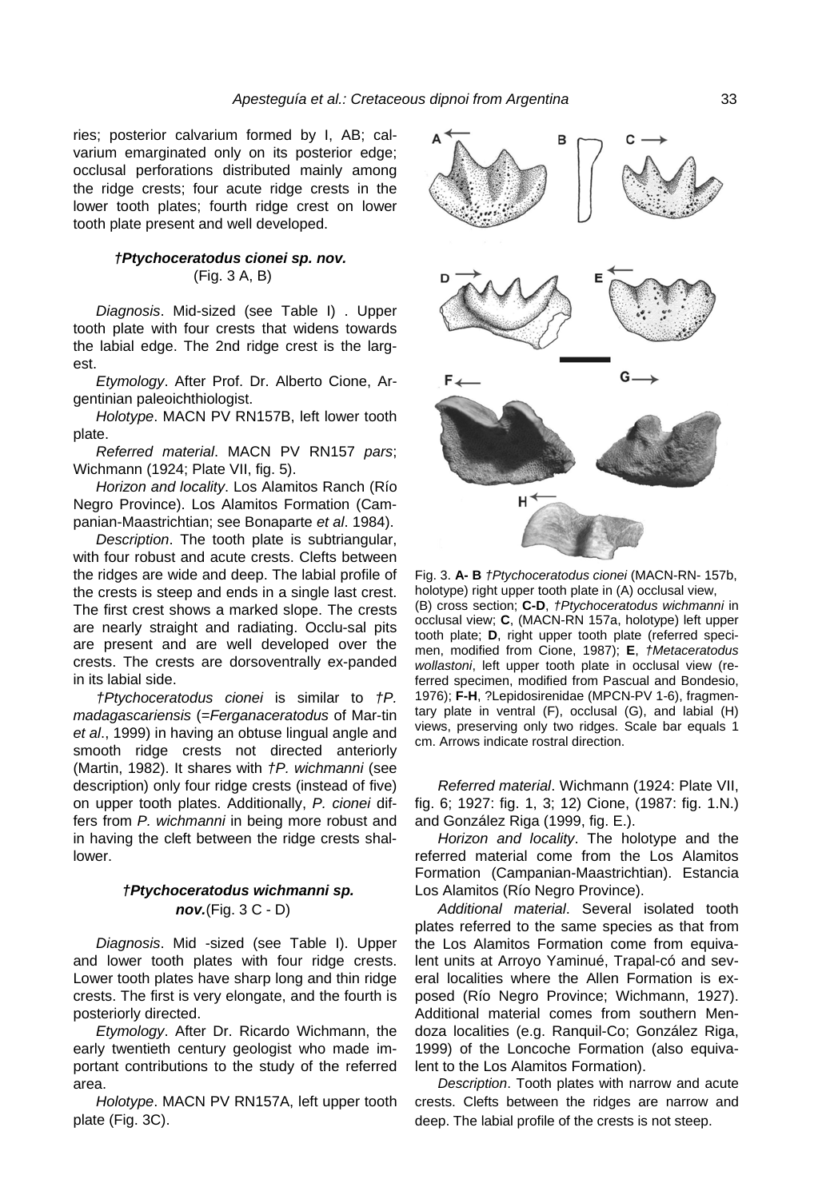ries; posterior calvarium formed by I, AB; calvarium emarginated only on its posterior edge; occlusal perforations distributed mainly among the ridge crests; four acute ridge crests in the lower tooth plates; fourth ridge crest on lower tooth plate present and well developed.

### *†Ptychoceratodus cionei* sp. nov.
(Fig. 3 A, B)

*Diagnosis*. Mid-sized (see Table I) . Upper tooth plate with four crests that widens towards the labial edge. The 2nd ridge crest is the largest.

*Etymology*. After Prof. Dr. Alberto Cione, Argentinian paleoichthiologist.

*Holotype*. MACN PV RN157B, left lower tooth plate.

*Referred material*. MACN PV RN157 *pars*; Wichmann (1924; Plate VII, fig. 5).

*Horizon and locality*. Los Alamitos Ranch (Río Negro Province). Los Alamitos Formation (Campanian-Maastrichtian; see Bonaparte *et al*. 1984).

*Description*. The tooth plate is subtriangular, with four robust and acute crests. Clefts between the ridges are wide and deep. The labial profile of the crests is steep and ends in a single last crest. The first crest shows a marked slope. The crests are nearly straight and radiating. Occlu-sal pits are present and are well developed over the crests. The crests are dorsoventrally ex-panded in its labial side.

*†Ptychoceratodus cionei* is similar to *†P. madagascariensis* (=*Ferganaceratodus* of Mar-tin *et al*., 1999) in having an obtuse lingual angle and smooth ridge crests not directed anteriorly (Martin, 1982). It shares with *†P. wichmanni* (see description) only four ridge crests (instead of five) on upper tooth plates. Additionally, *P. cionei* differs from *P. wichmanni* in being more robust and in having the cleft between the ridge crests shallower.

### *†Ptychoceratodus wichmanni* sp. nov.
(Fig. 3 C - D)

*Diagnosis*. Mid -sized (see Table I). Upper and lower tooth plates with four ridge crests. Lower tooth plates have sharp long and thin ridge crests. The first is very elongate, and the fourth is posteriorly directed.

*Etymology*. After Dr. Ricardo Wichmann, the early twentieth century geologist who made important contributions to the study of the referred area.

*Holotype*. MACN PV RN157A, left upper tooth plate (Fig. 3C).

Fig. 3. **A- B** *†Ptychoceratodus cionei* (MACN-RN- 157b, holotype) right upper tooth plate in (A) occlusal view, (B) cross section; **C-D**, *†Ptychoceratodus wichmanni* in occlusal view; **C**, (MACN-RN 157a, holotype) left upper tooth plate; **D**, right upper tooth plate (referred specimen, modified from Cione, 1987); **E**, *†Metaceratodus wollastoni*, left upper tooth plate in occlusal view (referred specimen, modified from Pascual and Bondesio, 1976); **F-H**, ?Lepidosirenidae (MPCN-PV 1-6), fragmentary plate in ventral (F), occlusal (G), and labial (H) views, preserving only two ridges. Scale bar equals 1 cm. Arrows indicate rostral direction.

*Referred material*. Wichmann (1924: Plate VII, fig. 6; 1927: fig. 1, 3; 12) Cione, (1987: fig. 1.N.) and González Riga (1999, fig. E.).

*Horizon and locality*. The holotype and the referred material come from the Los Alamitos Formation (Campanian-Maastrichtian). Estancia Los Alamitos (Río Negro Province).

*Additional material*. Several isolated tooth plates referred to the same species as that from the Los Alamitos Formation come from equivalent units at Arroyo Yaminué, Trapal-có and several localities where the Allen Formation is exposed (Río Negro Province; Wichmann, 1927). Additional material comes from southern Mendoza localities (e.g. Ranquil-Co; González Riga, 1999) of the Loncoche Formation (also equivalent to the Los Alamitos Formation).

*Description*. Tooth plates with narrow and acute crests. Clefts between the ridges are narrow and deep. The labial profile of the crests is not steep.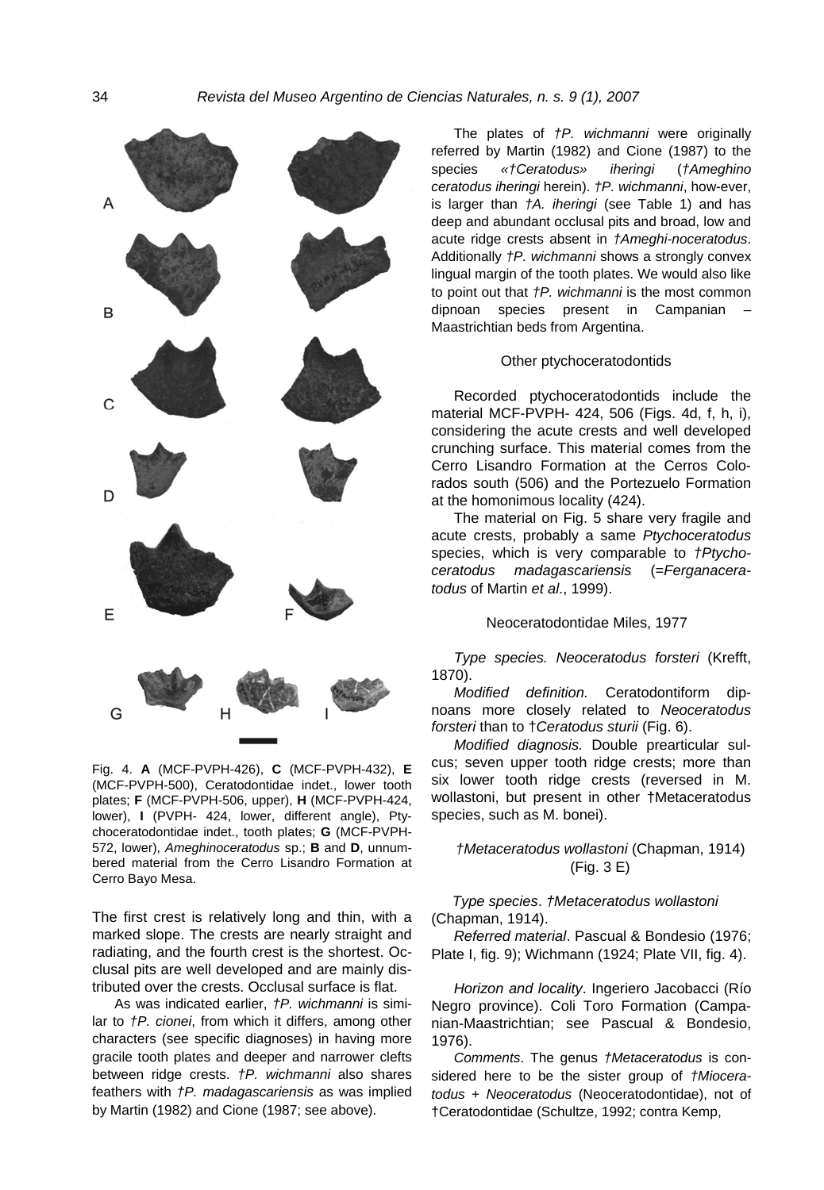Fig. 4. **A** (MCF-PVPH-426), **C** (MCF-PVPH-432), **E** (MCF-PVPH-500), Ceratodontidae indet., lower tooth plates; **F** (MCF-PVPH-506, upper), **H** (MCF-PVPH-424, lower), **I** (PVPH- 424, lower, different angle), Ptychoceratodontidae indet., tooth plates; **G** (MCF-PVPH-572, lower), *Ameghinoceratodus* sp.; **B** and **D**, unnumbered material from the Cerro Lisandro Formation at Cerro Bayo Mesa.

The first crest is relatively long and thin, with a marked slope. The crests are nearly straight and radiating, and the fourth crest is the shortest. Occlusal pits are well developed and are mainly distributed over the crests. Occlusal surface is flat.

As was indicated earlier, *†P. wichmanni* is similar to *†P. cionei*, from which it differs, among other characters (see specific diagnoses) in having more gracile tooth plates and deeper and narrower clefts between ridge crests. *†P. wichmanni* also shares feathers with *†P. madagascariensis* as was implied by Martin (1982) and Cione (1987; see above).

The plates of *†P. wichmanni* were originally referred by Martin (1982) and Cione (1987) to the species *«†Ceratodus» iheringi* (*†Ameghino ceratodus iheringi* herein). *†P. wichmanni*, how-ever, is larger than *†A. iheringi* (see Table 1) and has deep and abundant occlusal pits and broad, low and acute ridge crests absent in *†Ameghi-noceratodus*. Additionally *†P. wichmanni* shows a strongly convex lingual margin of the tooth plates. We would also like to point out that *†P. wichmanni* is the most common dipnoan species present in Campanian – Maastrichtian beds from Argentina.

### Other ptychoceratodontids

Recorded ptychoceratodontids include the material MCF-PVPH- 424, 506 (Figs. 4d, f, h, i), considering the acute crests and well developed crunching surface. This material comes from the Cerro Lisandro Formation at the Cerros Colorados south (506) and the Portezuelo Formation at the homonimous locality (424).

The material on Fig. 5 share very fragile and acute crests, probably a same *Ptychoceratodus* species, which is very comparable to *†Ptychoceratodus madagascariensis* (=*Ferganaceratodus* of Martin *et al*., 1999).

### Neoceratodontidae Miles, 1977

*Type species. Neoceratodus forsteri* (Krefft, 1870).

*Modified definition.* Ceratodontiform dipnoans more closely related to *Neoceratodus forsteri* than to †*Ceratodus sturii* (Fig. 6).

*Modified diagnosis.* Double prearticular sulcus; seven upper tooth ridge crests; more than six lower tooth ridge crests (reversed in M. wollastoni, but present in other †Metaceratodus species, such as M. bonei).

### *†Metaceratodus wollastoni* (Chapman, 1914) (Fig. 3 E)

*Type species*. *†Metaceratodus wollastoni* (Chapman, 1914).

*Referred material*. Pascual & Bondesio (1976; Plate I, fig. 9); Wichmann (1924; Plate VII, fig. 4).

*Horizon and locality*. Ingeriero Jacobacci (Río Negro province). Coli Toro Formation (Campanian-Maastrichtian; see Pascual & Bondesio, 1976).

*Comments*. The genus *†Metaceratodus* is considered here to be the sister group of *†Mioceratodus* + *Neoceratodus* (Neoceratodontidae), not of †Ceratodontidae (Schultze, 1992; contra Kemp,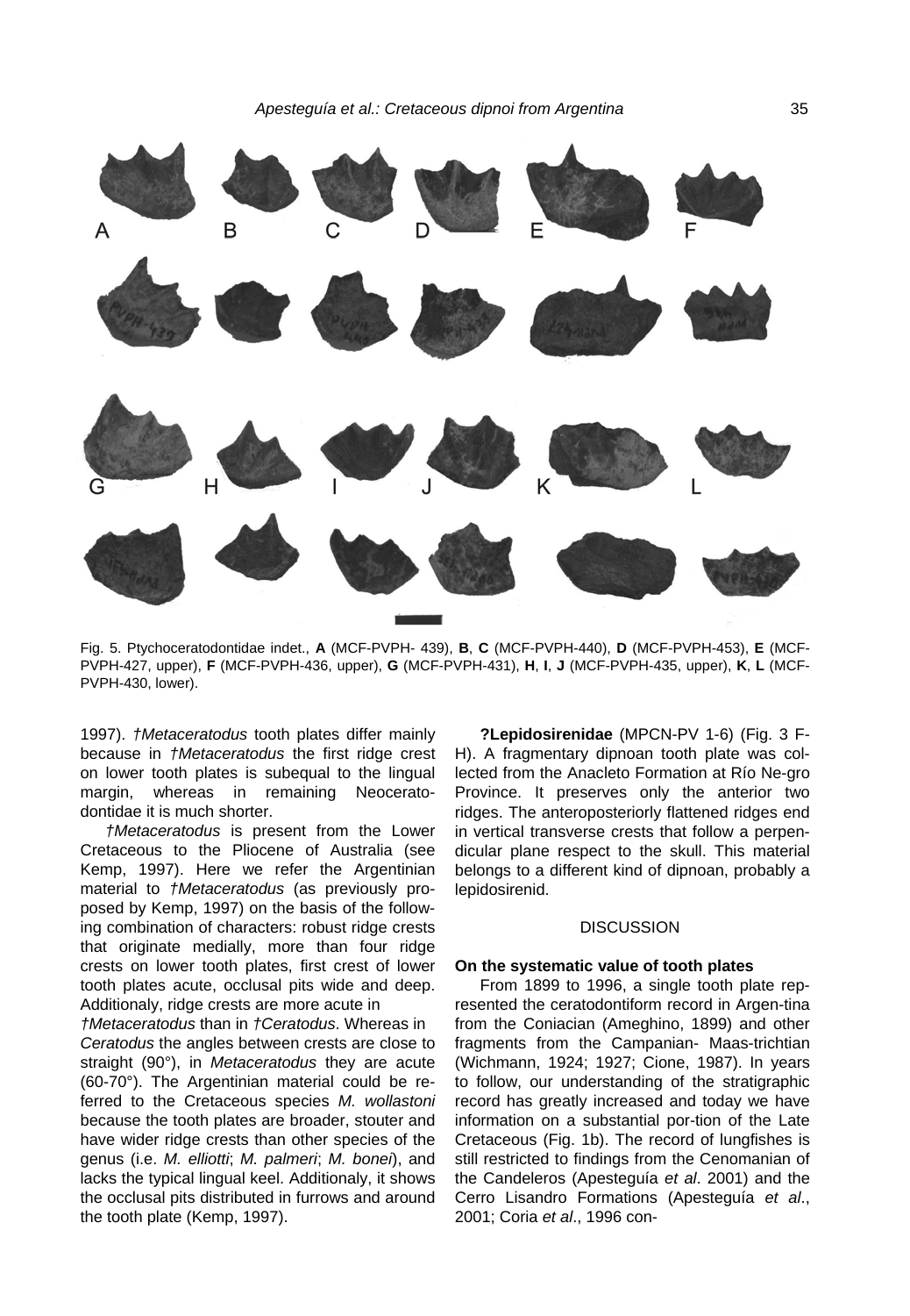Fig. 5. Ptychoceratodontidae indet., **A** (MCF-PVPH- 439), **B**, **C** (MCF-PVPH-440), **D** (MCF-PVPH-453), **E** (MCF-PVPH-427, upper), **F** (MCF-PVPH-436, upper), **G** (MCF-PVPH-431), **H**, **I**, **J** (MCF-PVPH-435, upper), **K**, **L** (MCF-PVPH-430, lower).

1997). *†Metaceratodus* tooth plates differ mainly because in *†Metaceratodus* the first ridge crest on lower tooth plates is subequal to the lingual margin, whereas in remaining Neoceratodontidae it is much shorter.

*†Metaceratodus* is present from the Lower Cretaceous to the Pliocene of Australia (see Kemp, 1997). Here we refer the Argentinian material to *†Metaceratodus* (as previously proposed by Kemp, 1997) on the basis of the following combination of characters: robust ridge crests that originate medially, more than four ridge crests on lower tooth plates, first crest of lower tooth plates acute, occlusal pits wide and deep. Additionaly, ridge crests are more acute in *†Metaceratodus* than in *†Ceratodus*. Whereas in *Ceratodus* the angles between crests are close to straight (90°), in *Metaceratodus* they are acute (60-70°). The Argentinian material could be referred to the Cretaceous species *M. wollastoni* because the tooth plates are broader, stouter and have wider ridge crests than other species of the genus (i.e. *M. elliotti*; *M. palmeri*; *M. bonei*), and lacks the typical lingual keel. Additionaly, it shows the occlusal pits distributed in furrows and around the tooth plate (Kemp, 1997).

**?Lepidosirenidae** (MPCN-PV 1-6) (Fig. 3 F-H). A fragmentary dipnoan tooth plate was collected from the Anacleto Formation at Río Ne-gro Province. It preserves only the anterior two ridges. The anteroposteriorly flattened ridges end in vertical transverse crests that follow a perpendicular plane respect to the skull. This material belongs to a different kind of dipnoan, probably a lepidosirenid.

## DISCUSSION

### On the systematic value of tooth plates

From 1899 to 1996, a single tooth plate represented the ceratodontiform record in Argen-tina from the Coniacian (Ameghino, 1899) and other fragments from the Campanian- Maas-trichtian (Wichmann, 1924; 1927; Cione, 1987). In years to follow, our understanding of the stratigraphic record has greatly increased and today we have information on a substantial por-tion of the Late Cretaceous (Fig. 1b). The record of lungfishes is still restricted to findings from the Cenomanian of the Candeleros (Apesteguía *et al*. 2001) and the Cerro Lisandro Formations (Apesteguía *et al*., 2001; Coria *et al*., 1996 con-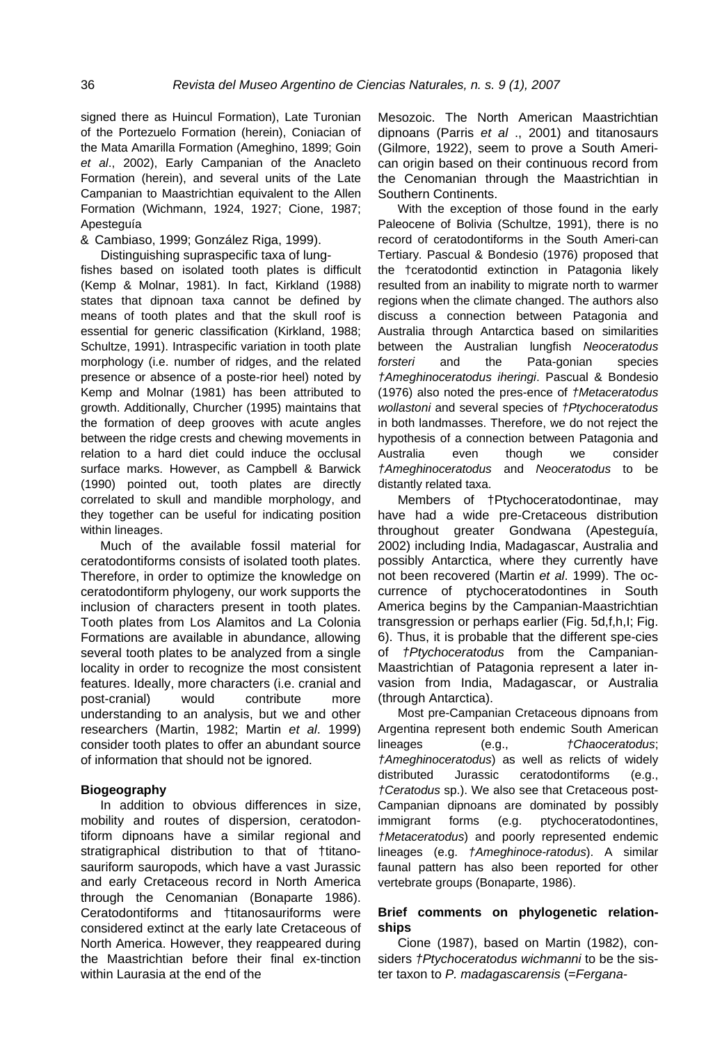signed there as Huincul Formation), Late Turonian of the Portezuelo Formation (herein), Coniacian of the Mata Amarilla Formation (Ameghino, 1899; Goin *et al*., 2002), Early Campanian of the Anacleto Formation (herein), and several units of the Late Campanian to Maastrichtian equivalent to the Allen Formation (Wichmann, 1924, 1927; Cione, 1987; Apesteguía & Cambiaso, 1999; González Riga, 1999).

Distinguishing supraspecific taxa of lungfishes based on isolated tooth plates is difficult (Kemp & Molnar, 1981). In fact, Kirkland (1988) states that dipnoan taxa cannot be defined by means of tooth plates and that the skull roof is essential for generic classification (Kirkland, 1988; Schultze, 1991). Intraspecific variation in tooth plate morphology (i.e. number of ridges, and the related presence or absence of a poste-rior heel) noted by Kemp and Molnar (1981) has been attributed to growth. Additionally, Churcher (1995) maintains that the formation of deep grooves with acute angles between the ridge crests and chewing movements in relation to a hard diet could induce the occlusal surface marks. However, as Campbell & Barwick (1990) pointed out, tooth plates are directly correlated to skull and mandible morphology, and they together can be useful for indicating position within lineages.

Much of the available fossil material for ceratodontiforms consists of isolated tooth plates. Therefore, in order to optimize the knowledge on ceratodontiform phylogeny, our work supports the inclusion of characters present in tooth plates. Tooth plates from Los Alamitos and La Colonia Formations are available in abundance, allowing several tooth plates to be analyzed from a single locality in order to recognize the most consistent features. Ideally, more characters (i.e. cranial and post-cranial) would contribute more understanding to an analysis, but we and other researchers (Martin, 1982; Martin *et al*. 1999) consider tooth plates to offer an abundant source of information that should not be ignored.

#### Biogeography

In addition to obvious differences in size, mobility and routes of dispersion, ceratodontiform dipnoans have a similar regional and stratigraphical distribution to that of †titanosauriform sauropods, which have a vast Jurassic and early Cretaceous record in North America through the Cenomanian (Bonaparte 1986). Ceratodontiforms and †titanosauriforms were considered extinct at the early late Cretaceous of North America. However, they reappeared during the Maastrichtian before their final ex-tinction within Laurasia at the end of the Mesozoic. The North American Maastrichtian dipnoans (Parris *et al* ., 2001) and titanosaurs (Gilmore, 1922), seem to prove a South Ameri-can origin based on their continuous record from the Cenomanian through the Maastrichtian in Southern Continents.

With the exception of those found in the early Paleocene of Bolivia (Schultze, 1991), there is no record of ceratodontiforms in the South Ameri-can Tertiary. Pascual & Bondesio (1976) proposed that the †ceratodontid extinction in Patagonia likely resulted from an inability to migrate north to warmer regions when the climate changed. The authors also discuss a connection between Patagonia and Australia through Antarctica based on similarities between the Australian lungfish *Neoceratodus forsteri* and the Pata-gonian species *†Ameghinoceratodus iheringi*. Pascual & Bondesio (1976) also noted the pres-ence of *†Metaceratodus wollastoni* and several species of *†Ptychoceratodus* in both landmasses. Therefore, we do not reject the hypothesis of a connection between Patagonia and Australia even though we consider *†Ameghinoceratodus* and *Neoceratodus* to be distantly related taxa.

Members of †Ptychoceratodontinae, may have had a wide pre-Cretaceous distribution throughout greater Gondwana (Apesteguía, 2002) including India, Madagascar, Australia and possibly Antarctica, where they currently have not been recovered (Martin *et al*. 1999). The oc-currence of ptychoceratodontines in South America begins by the Campanian-Maastrichtian transgression or perhaps earlier (Fig. 5d,f,h,I; Fig. 6). Thus, it is probable that the different spe-cies of *†Ptychoceratodus* from the Campanian-Maastrichtian of Patagonia represent a later in-vasion from India, Madagascar, or Australia (through Antarctica).

Most pre-Campanian Cretaceous dipnoans from Argentina represent both endemic South American lineages (e.g., *†Chaoceratodus*; *†Ameghinoceratodus*) as well as relicts of widely distributed Jurassic ceratodontiforms (e.g., *†Ceratodus* sp.). We also see that Cretaceous post-Campanian dipnoans are dominated by possibly immigrant forms (e.g. ptychoceratodontines, *†Metaceratodus*) and poorly represented endemic lineages (e.g. *†Ameghinoce-ratodus*). A similar faunal pattern has also been reported for other vertebrate groups (Bonaparte, 1986).

#### Brief comments on phylogenetic relationships

Cione (1987), based on Martin (1982), considers *†Ptychoceratodus wichmanni* to be the sister taxon to *P. madagascarensis* (=*Fergana-*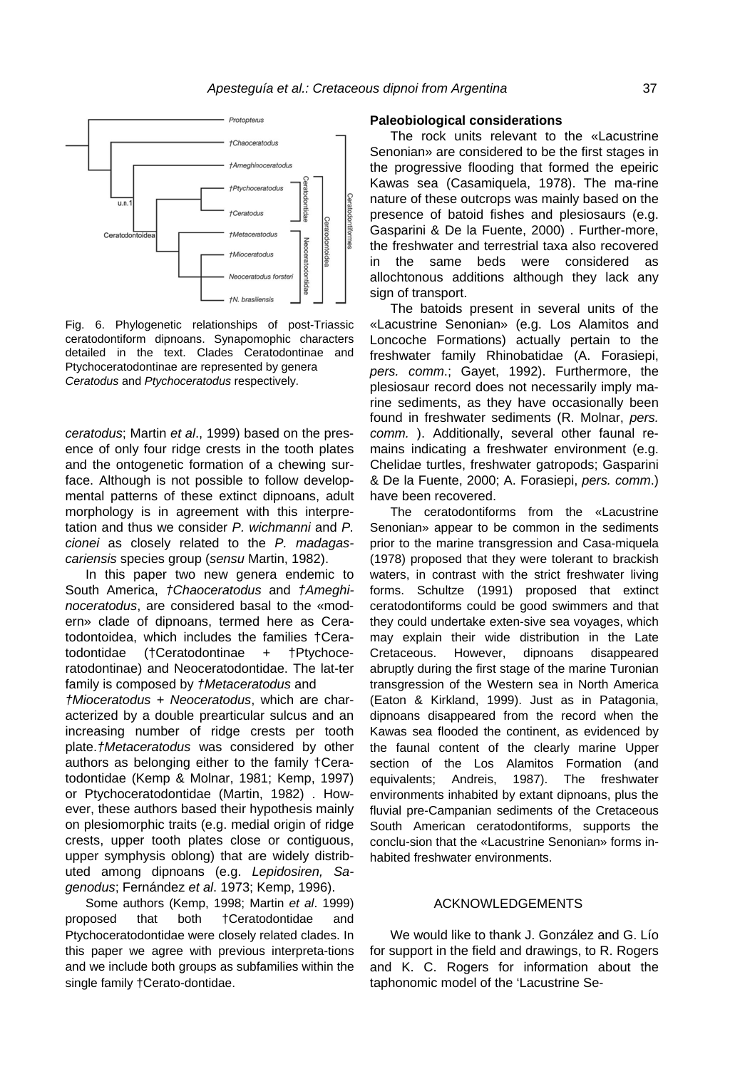Fig. 6. Phylogenetic relationships of post-Triassic ceratodontiform dipnoans. Synapomophic characters detailed in the text. Clades Ceratodontinae and Ptychoceratodontinae are represented by genera *Ceratodus* and *Ptychoceratodus* respectively.

*ceratodus*; Martin *et al*., 1999) based on the presence of only four ridge crests in the tooth plates and the ontogenetic formation of a chewing surface. Although is not possible to follow developmental patterns of these extinct dipnoans, adult morphology is in agreement with this interpretation and thus we consider *P. wichmanni* and *P. cionei* as closely related to the *P. madagascariensis* species group (*sensu* Martin, 1982).

In this paper two new genera endemic to South America, *†Chaoceratodus* and *†Ameghinoceratodus*, are considered basal to the «modern» clade of dipnoans, termed here as Ceratodontoidea, which includes the families †Ceratodontidae (†Ceratodontinae + †Ptychoceratodontinae) and Neoceratodontidae. The latter family is composed by *†Metaceratodus* and *†Mioceratodus* + *Neoceratodus*, which are characterized by a double prearticular sulcus and an increasing number of ridge crests per tooth plate. *†Metaceratodus* was considered by other authors as belonging either to the family †Ceratodontidae (Kemp & Molnar, 1981; Kemp, 1997) or Ptychoceratodontidae (Martin, 1982). However, these authors based their hypothesis mainly on plesiomorphic traits (e.g. medial origin of ridge crests, upper tooth plates close or contiguous, upper symphysis oblong) that are widely distributed among dipnoans (e.g. *Lepidosiren, Sagenodus*; Fernández *et al*. 1973; Kemp, 1996).

Some authors (Kemp, 1998; Martin *et al*. 1999) proposed that both †Ceratodontidae and Ptychoceratodontidae were closely related clades. In this paper we agree with previous interpretations and we include both groups as subfamilies within the single family †Ceratodontidae.

## Paleobiological considerations

The rock units relevant to the «Lacustrine Senonian» are considered to be the first stages in the progressive flooding that formed the epeiric Kawas sea (Casamiquela, 1978). The marine nature of these outcrops was mainly based on the presence of batoid fishes and plesiosaurs (e.g. Gasparini & De la Fuente, 2000). Furthermore, the freshwater and terrestrial taxa also recovered in the same beds were considered as allochtonous additions although they lack any sign of transport.

The batoids present in several units of the «Lacustrine Senonian» (e.g. Los Alamitos and Loncoche Formations) actually pertain to the freshwater family Rhinobatidae (A. Forasiepi, *pers. comm*.; Gayet, 1992). Furthermore, the plesiosaur record does not necessarily imply marine sediments, as they have occasionally been found in freshwater sediments (R. Molnar, *pers. comm.*). Additionally, several other faunal remains indicating a freshwater environment (e.g. Chelidae turtles, freshwater gatropods; Gasparini & De la Fuente, 2000; A. Forasiepi, *pers. comm*.) have been recovered.

The ceratodontiforms from the «Lacustrine Senonian» appear to be common in the sediments prior to the marine transgression and Casamiquela (1978) proposed that they were tolerant to brackish waters, in contrast with the strict freshwater living forms. Schultze (1991) proposed that extinct ceratodontiforms could be good swimmers and that they could undertake extensive sea voyages, which may explain their wide distribution in the Late Cretaceous. However, dipnoans disappeared abruptly during the first stage of the marine Turonian transgression of the Western sea in North America (Eaton & Kirkland, 1999). Just as in Patagonia, dipnoans disappeared from the record when the Kawas sea flooded the continent, as evidenced by the faunal content of the clearly marine Upper section of the Los Alamitos Formation (and equivalents; Andreis, 1987). The freshwater environments inhabited by extant dipnoans, plus the fluvial pre-Campanian sediments of the Cretaceous South American ceratodontiforms, supports the conclusion that the «Lacustrine Senonian» forms inhabited freshwater environments.

## ACKNOWLEDGEMENTS

We would like to thank J. González and G. Lío for support in the field and drawings, to R. Rogers and K. C. Rogers for information about the taphonomic model of the 'Lacustrine Se-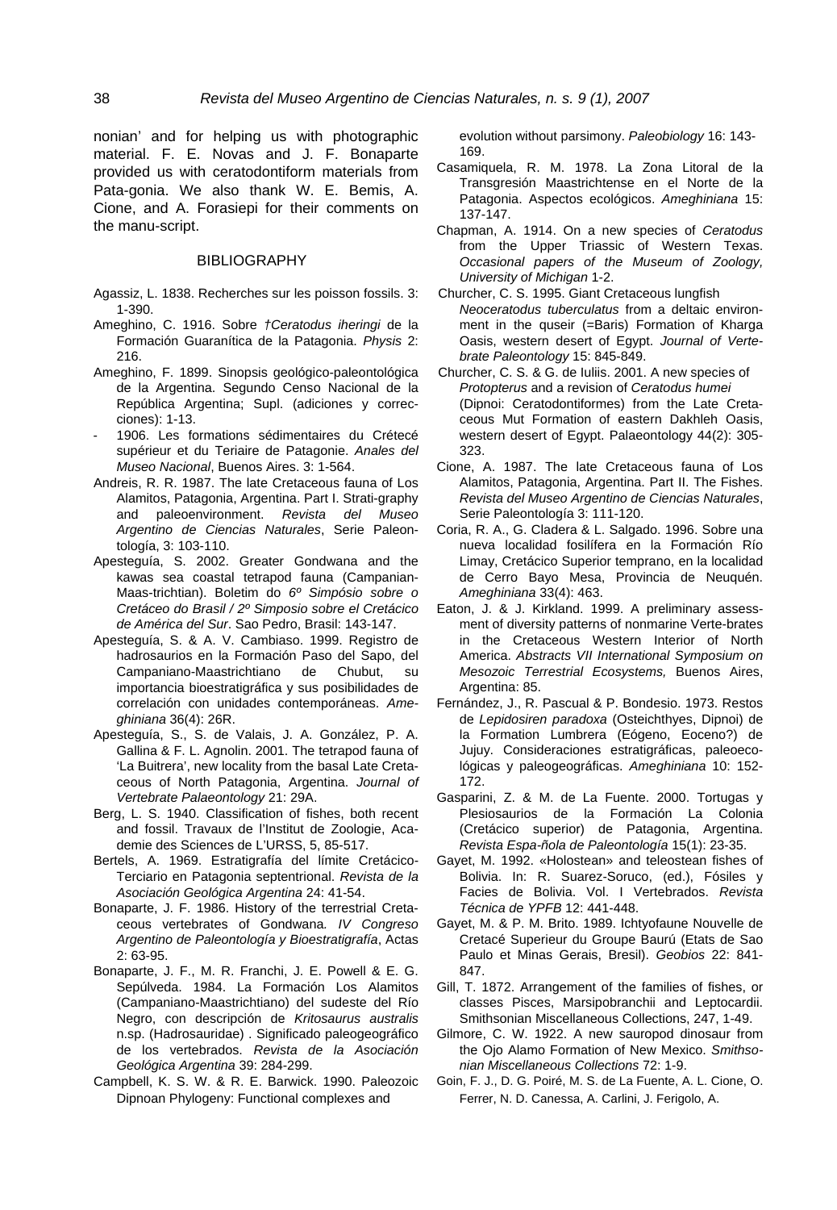nonian' and for helping us with photographic material. F. E. Novas and J. F. Bonaparte provided us with ceratodontiform materials from Pata-gonia. We also thank W. E. Bemis, A. Cione, and A. Forasiepi for their comments on the manu-script.

## BIBLIOGRAPHY

Agassiz, L. 1838. Recherches sur les poisson fossils. 3: 1-390.

Ameghino, C. 1916. Sobre *†Ceratodus iheringi* de la Formación Guaranítica de la Patagonia. *Physis* 2: 216.

Ameghino, F. 1899. Sinopsis geológico-paleontológica de la Argentina. Segundo Censo Nacional de la República Argentina; Supl. (adiciones y correcciones): 1-13.

- 1906. Les formations sédimentaires du Crétecé supérieur et du Teriaire de Patagonie. *Anales del Museo Nacional*, Buenos Aires. 3: 1-564.

Andreis, R. R. 1987. The late Cretaceous fauna of Los Alamitos, Patagonia, Argentina. Part I. Strati-graphy and paleoenvironment. *Revista del Museo Argentino de Ciencias Naturales*, Serie Paleontología, 3: 103-110.

Apesteguía, S. 2002. Greater Gondwana and the kawas sea coastal tetrapod fauna (Campanian-Maas-trichtian). Boletim do *6º Simpósio sobre o Cretáceo do Brasil / 2º Simposio sobre el Cretácico de América del Sur*. Sao Pedro, Brasil: 143-147.

Apesteguía, S. & A. V. Cambiaso. 1999. Registro de hadrosaurios en la Formación Paso del Sapo, del Campaniano-Maastrichtiano de Chubut, su importancia bioestratigráfica y sus posibilidades de correlación con unidades contemporáneas. *Ameghiniana* 36(4): 26R.

Apesteguía, S., S. de Valais, J. A. González, P. A. Gallina & F. L. Agnolin. 2001. The tetrapod fauna of 'La Buitrera', new locality from the basal Late Cretaceous of North Patagonia, Argentina. *Journal of Vertebrate Palaeontology* 21: 29A.

Berg, L. S. 1940. Classification of fishes, both recent and fossil. Travaux de l'Institut de Zoologie, Academie des Sciences de L'URSS, 5, 85-517.

Bertels, A. 1969. Estratigrafía del límite Cretácico-Terciario en Patagonia septentrional. *Revista de la Asociación Geológica Argentina* 24: 41-54.

Bonaparte, J. F. 1986. History of the terrestrial Cretaceous vertebrates of Gondwana. *IV Congreso Argentino de Paleontología y Bioestratigrafía*, Actas 2: 63-95.

Bonaparte, J. F., M. R. Franchi, J. E. Powell & E. G. Sepúlveda. 1984. La Formación Los Alamitos (Campaniano-Maastrichtiano) del sudeste del Río Negro, con descripción de *Kritosaurus australis* n.sp. (Hadrosauridae) . Significado paleogeográfico de los vertebrados. *Revista de la Asociación Geológica Argentina* 39: 284-299.

Campbell, K. S. W. & R. E. Barwick. 1990. Paleozoic Dipnoan Phylogeny: Functional complexes and evolution without parsimony. *Paleobiology* 16: 143-169.

Casamiquela, R. M. 1978. La Zona Litoral de la Transgresión Maastrichtense en el Norte de la Patagonia. Aspectos ecológicos. *Ameghiniana* 15: 137-147.

Chapman, A. 1914. On a new species of *Ceratodus* from the Upper Triassic of Western Texas. *Occasional papers of the Museum of Zoology, University of Michigan* 1-2.

Churcher, C. S. 1995. Giant Cretaceous lungfish *Neoceratodus tuberculatus* from a deltaic environment in the quseir (=Baris) Formation of Kharga Oasis, western desert of Egypt. *Journal of Vertebrate Paleontology* 15: 845-849.

Churcher, C. S. & G. de Iuliis. 2001. A new species of *Protopterus* and a revision of *Ceratodus humei* (Dipnoi: Ceratodontiformes) from the Late Cretaceous Mut Formation of eastern Dakhleh Oasis, western desert of Egypt. Palaeontology 44(2): 305-323.

Cione, A. 1987. The late Cretaceous fauna of Los Alamitos, Patagonia, Argentina. Part II. The Fishes. *Revista del Museo Argentino de Ciencias Naturales*, Serie Paleontología 3: 111-120.

Coria, R. A., G. Cladera & L. Salgado. 1996. Sobre una nueva localidad fosilífera en la Formación Río Limay, Cretácico Superior temprano, en la localidad de Cerro Bayo Mesa, Provincia de Neuquén. *Ameghiniana* 33(4): 463.

Eaton, J. & J. Kirkland. 1999. A preliminary assessment of diversity patterns of nonmarine Verte-brates in the Cretaceous Western Interior of North America. *Abstracts VII International Symposium on Mesozoic Terrestrial Ecosystems,* Buenos Aires, Argentina: 85.

Fernández, J., R. Pascual & P. Bondesio. 1973. Restos de *Lepidosiren paradoxa* (Osteichthyes, Dipnoi) de la Formation Lumbrera (Eógeno, Eoceno?) de Jujuy. Consideraciones estratigráficas, paleoecológicas y paleogeográficas. *Ameghiniana* 10: 152-172.

Gasparini, Z. & M. de La Fuente. 2000. Tortugas y Plesiosaurios de la Formación La Colonia (Cretácico superior) de Patagonia, Argentina. *Revista Espa-ñola de Paleontología* 15(1): 23-35.

Gayet, M. 1992. «Holostean» and teleostean fishes of Bolivia. In: R. Suarez-Soruco, (ed.), Fósiles y Facies de Bolivia. Vol. I Vertebrados. *Revista Técnica de YPFB* 12: 441-448.

Gayet, M. & P. M. Brito. 1989. Ichtyofaune Nouvelle de Cretacé Superieur du Groupe Baurú (Etats de Sao Paulo et Minas Gerais, Bresil). *Geobios* 22: 841-847.

Gill, T. 1872. Arrangement of the families of fishes, or classes Pisces, Marsipobranchii and Leptocardii. Smithsonian Miscellaneous Collections, 247, 1-49.

Gilmore, C. W. 1922. A new sauropod dinosaur from the Ojo Alamo Formation of New Mexico. *Smithsonian Miscellaneous Collections* 72: 1-9.

Goin, F. J., D. G. Poiré, M. S. de La Fuente, A. L. Cione, O. Ferrer, N. D. Canessa, A. Carlini, J. Ferigolo, A.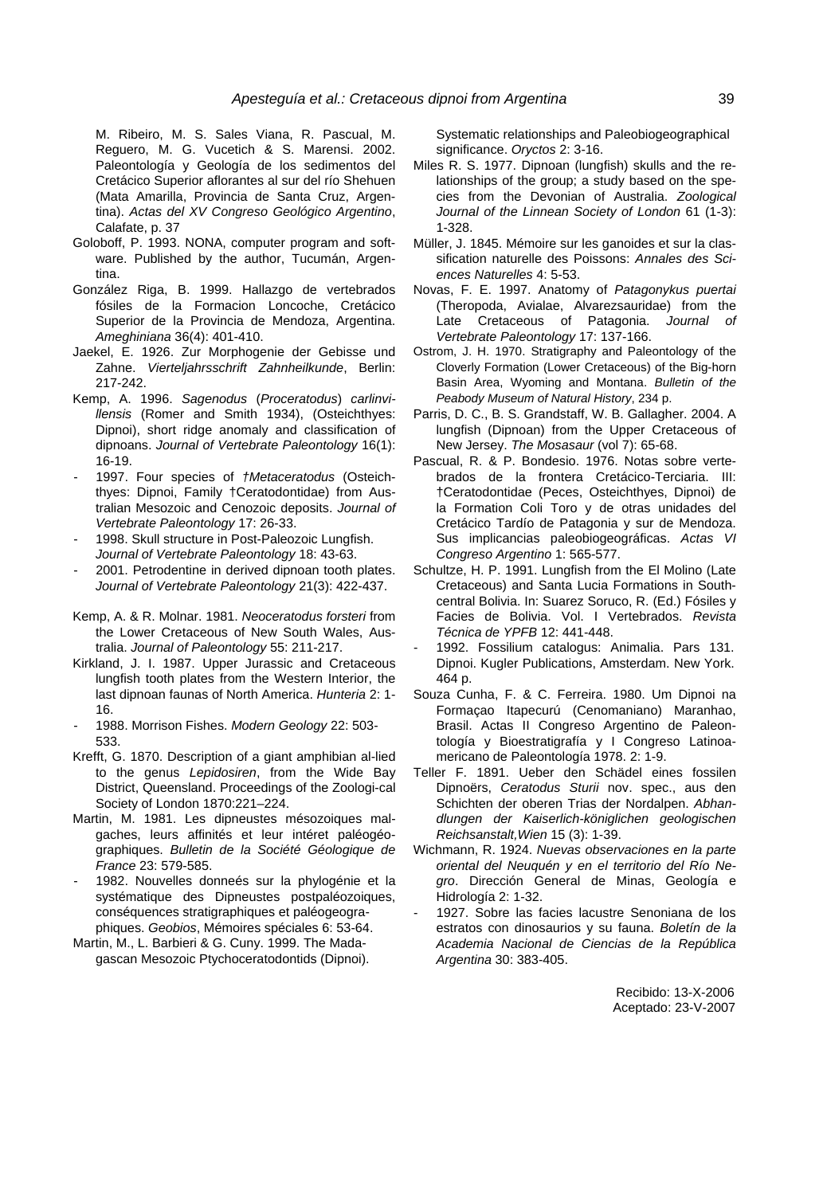M. Ribeiro, M. S. Sales Viana, R. Pascual, M. Reguero, M. G. Vucetich & S. Marensi. 2002. Paleontología y Geología de los sedimentos del Cretácico Superior aflorantes al sur del río Shehuen (Mata Amarilla, Provincia de Santa Cruz, Argentina). *Actas del XV Congreso Geológico Argentino*, Calafate, p. 37

Goloboff, P. 1993. NONA, computer program and software. Published by the author, Tucumán, Argentina.

González Riga, B. 1999. Hallazgo de vertebrados fósiles de la Formacion Loncoche, Cretácico Superior de la Provincia de Mendoza, Argentina. *Ameghiniana* 36(4): 401-410.

Jaekel, E. 1926. Zur Morphogenie der Gebisse und Zahne. *Vierteljahrsschrift Zahnheilkunde*, Berlin: 217-242.

Kemp, A. 1996. *Sagenodus* (*Proceratodus*) *carlinvillensis* (Romer and Smith 1934), (Osteichthyes: Dipnoi), short ridge anomaly and classification of dipnoans. *Journal of Vertebrate Paleontology* 16(1): 16-19.

- 1997. Four species of *†Metaceratodus* (Osteichthyes: Dipnoi, Family †Ceratodontidae) from Australian Mesozoic and Cenozoic deposits. *Journal of Vertebrate Paleontology* 17: 26-33.

- 1998. Skull structure in Post-Paleozoic Lungfish. *Journal of Vertebrate Paleontology* 18: 43-63.

- 2001. Petrodentine in derived dipnoan tooth plates. *Journal of Vertebrate Paleontology* 21(3): 422-437.

Kemp, A. & R. Molnar. 1981. *Neoceratodus forsteri* from the Lower Cretaceous of New South Wales, Australia. *Journal of Paleontology* 55: 211-217.

Kirkland, J. I. 1987. Upper Jurassic and Cretaceous lungfish tooth plates from the Western Interior, the last dipnoan faunas of North America. *Hunteria* 2: 1-16.

- 1988. Morrison Fishes. *Modern Geology* 22: 503-533.

Krefft, G. 1870. Description of a giant amphibian al-lied to the genus *Lepidosiren*, from the Wide Bay District, Queensland. Proceedings of the Zoologi-cal Society of London 1870:221–224.

Martin, M. 1981. Les dipneustes mésozoiques malgaches, leurs affinités et leur intéret paléogéographiques. *Bulletin de la Société Géologique de France* 23: 579-585.

- 1982. Nouvelles donneés sur la phylogénie et la systématique des Dipneustes postpaléozoiques, conséquences stratigraphiques et paléogeographiques. *Geobios*, Mémoires spéciales 6: 53-64.

Martin, M., L. Barbieri & G. Cuny. 1999. The Madagascan Mesozoic Ptychoceratodontids (Dipnoi). Systematic relationships and Paleobiogeographical significance. *Oryctos* 2: 3-16.

Miles R. S. 1977. Dipnoan (lungfish) skulls and the relationships of the group; a study based on the species from the Devonian of Australia. *Zoological Journal of the Linnean Society of London* 61 (1-3): 1-328.

Müller, J. 1845. Mémoire sur les ganoides et sur la classification naturelle des Poissons: *Annales des Sciences Naturelles* 4: 5-53.

Novas, F. E. 1997. Anatomy of *Patagonykus puertai* (Theropoda, Avialae, Alvarezsauridae) from the Late Cretaceous of Patagonia. *Journal of Vertebrate Paleontology* 17: 137-166.

Ostrom, J. H. 1970. Stratigraphy and Paleontology of the Cloverly Formation (Lower Cretaceous) of the Big-horn Basin Area, Wyoming and Montana. *Bulletin of the Peabody Museum of Natural History*, 234 p.

Parris, D. C., B. S. Grandstaff, W. B. Gallagher. 2004. A lungfish (Dipnoan) from the Upper Cretaceous of New Jersey. *The Mosasaur* (vol 7): 65-68.

Pascual, R. & P. Bondesio. 1976. Notas sobre vertebrados de la frontera Cretácico-Terciaria. III: †Ceratodontidae (Peces, Osteichthyes, Dipnoi) de la Formation Coli Toro y de otras unidades del Cretácico Tardío de Patagonia y sur de Mendoza. Sus implicancias paleobiogeográficas. *Actas VI Congreso Argentino* 1: 565-577.

Schultze, H. P. 1991. Lungfish from the El Molino (Late Cretaceous) and Santa Lucia Formations in South-central Bolivia. In: Suarez Soruco, R. (Ed.) Fósiles y Facies de Bolivia. Vol. I Vertebrados. *Revista Técnica de YPFB* 12: 441-448.

- 1992. Fossilium catalogus: Animalia. Pars 131. Dipnoi. Kugler Publications, Amsterdam. New York. 464 p.

Souza Cunha, F. & C. Ferreira. 1980. Um Dipnoi na Formaçao Itapecurú (Cenomaniano) Maranhao, Brasil. Actas II Congreso Argentino de Paleontología y Bioestratigrafía y I Congreso Latinoamericano de Paleontología 1978. 2: 1-9.

Teller F. 1891. Ueber den Schädel eines fossilen Dipnoërs, *Ceratodus Sturii* nov. spec., aus den Schichten der oberen Trias der Nordalpen. *Abhandlungen der Kaiserlich-königlichen geologischen Reichsanstalt,Wien* 15 (3): 1-39.

Wichmann, R. 1924. *Nuevas observaciones en la parte oriental del Neuquén y en el territorio del Río Negro*. Dirección General de Minas, Geología e Hidrología 2: 1-32.

- 1927. Sobre las facies lacustre Senoniana de los estratos con dinosaurios y su fauna. *Boletín de la Academia Nacional de Ciencias de la República Argentina* 30: 383-405.

Recibido: 13-X-2006
Aceptado: 23-V-2007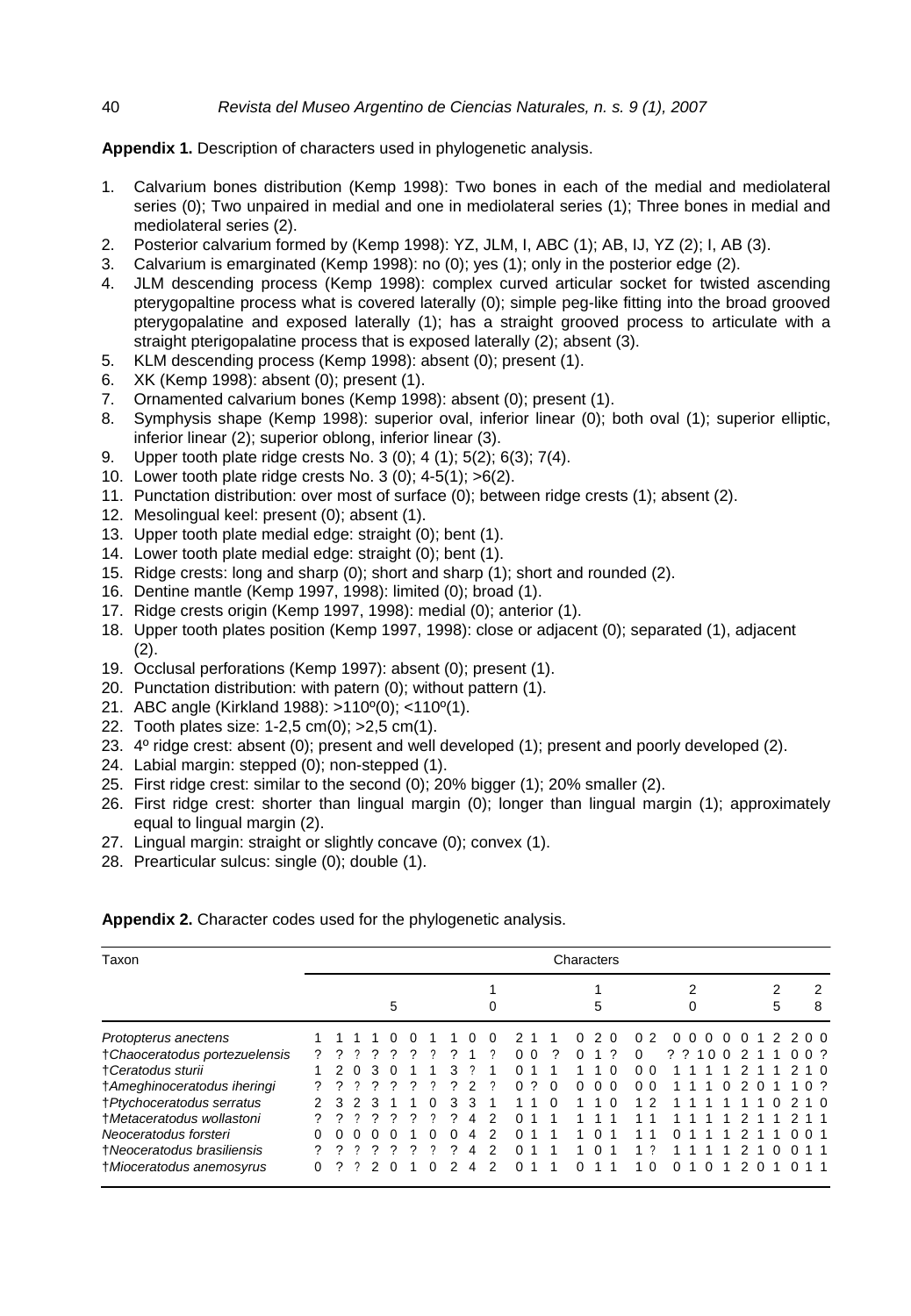**Appendix 1.** Description of characters used in phylogenetic analysis.

1. Calvarium bones distribution (Kemp 1998): Two bones in each of the medial and mediolateral series (0); Two unpaired in medial and one in mediolateral series (1); Three bones in medial and mediolateral series (2).
2. Posterior calvarium formed by (Kemp 1998): YZ, JLM, I, ABC (1); AB, IJ, YZ (2); I, AB (3).
3. Calvarium is emarginated (Kemp 1998): no (0); yes (1); only in the posterior edge (2).
4. JLM descending process (Kemp 1998): complex curved articular socket for twisted ascending pterygopaltine process what is covered laterally (0); simple peg-like fitting into the broad grooved pterygopalatine and exposed laterally (1); has a straight grooved process to articulate with a straight pterigopalatine process that is exposed laterally (2); absent (3).
5. KLM descending process (Kemp 1998): absent (0); present (1).
6. XK (Kemp 1998): absent (0); present (1).
7. Ornamented calvarium bones (Kemp 1998): absent (0); present (1).
8. Symphysis shape (Kemp 1998): superior oval, inferior linear (0); both oval (1); superior elliptic, inferior linear (2); superior oblong, inferior linear (3).
9. Upper tooth plate ridge crests No. 3 (0); 4 (1); 5(2); 6(3); 7(4).
10. Lower tooth plate ridge crests No. 3 (0); 4-5(1); >6(2).
11. Punctation distribution: over most of surface (0); between ridge crests (1); absent (2).
12. Mesolingual keel: present (0); absent (1).
13. Upper tooth plate medial edge: straight (0); bent (1).
14. Lower tooth plate medial edge: straight (0); bent (1).
15. Ridge crests: long and sharp (0); short and sharp (1); short and rounded (2).
16. Dentine mantle (Kemp 1997, 1998): limited (0); broad (1).
17. Ridge crests origin (Kemp 1997, 1998): medial (0); anterior (1).
18. Upper tooth plates position (Kemp 1997, 1998): close or adjacent (0); separated (1), adjacent (2).
19. Occlusal perforations (Kemp 1997): absent (0); present (1).
20. Punctation distribution: with patern (0); without pattern (1).
21. ABC angle (Kirkland 1988): >110º(0); <110º(1).
22. Tooth plates size: 1-2,5 cm(0); >2,5 cm(1).
23. 4º ridge crest: absent (0); present and well developed (1); present and poorly developed (2).
24. Labial margin: stepped (0); non-stepped (1).
25. First ridge crest: similar to the second (0); 20% bigger (1); 20% smaller (2).
26. First ridge crest: shorter than lingual margin (0); longer than lingual margin (1); approximately equal to lingual margin (2).
27. Lingual margin: straight or slightly concave (0); convex (1).
28. Prearticular sulcus: single (0); double (1).

**Appendix 2.** Character codes used for the phylogenetic analysis.

| Taxon | 1 | 2 | 3 | 4 | 5 | 6 | 7 | 8 | 9 | 10 | 11 | 12 | 13 | 14 | 15 | 16 | 17 | 18 | 19 | 20 | 21 | 22 | 23 | 24 | 25 | 26 | 27 | 28 |
|---|---|---|---|---|---|---|---|---|---|---|---|---|---|---|---|---|---|---|---|---|---|---|---|---|---|---|---|---|
| *Protopterus anectens* | 1 | 1 | 1 | 1 | 0 | 0 | 1 | 1 | 0 | 0 | 2 | 1 | 1 | 0 | 2 | 0 | 0 | 2 | 0 | 0 | 0 | 0 | 0 | 1 | 2 | 2 | 0 | 0 |
| †*Chaoceratodus portezuelensis* | ? | ? | ? | ? | ? | ? | ? | ? | 1 | ? | 0 | 0 | ? | 0 | 1 | ? | 0 | ? | ? | 1 | 0 | 0 | 2 | 1 | 1 | 0 | 0 | ? |
| †*Ceratodus sturii* | 1 | 2 | 0 | 3 | 0 | 1 | 1 | 3 | ? | 1 | 0 | 1 | 1 | 1 | 1 | 0 | 0 | 0 | 1 | 1 | 1 | 1 | 2 | 1 | 1 | 2 | 1 | 0 |
| †*Ameghinoceratodus iheringi* | ? | ? | ? | ? | ? | ? | ? | ? | 2 | ? | 0 | ? | 0 | 0 | 0 | 0 | 0 | 0 | 1 | 1 | 1 | 0 | 2 | 0 | 1 | 1 | 0 | ? |
| †*Ptychoceratodus serratus* | 2 | 3 | 2 | 3 | 1 | 1 | 0 | 3 | 3 | 1 | 1 | 1 | 0 | 1 | 1 | 0 | 1 | 2 | 1 | 1 | 1 | 1 | 1 | 1 | 0 | 2 | 1 | 0 |
| †*Metaceratodus wollastoni* | ? | ? | ? | ? | ? | ? | ? | ? | 4 | 2 | 0 | 1 | 1 | 1 | 1 | 1 | 1 | 1 | 1 | 1 | 1 | 1 | 2 | 1 | 1 | 2 | 1 | 1 |
| *Neoceratodus forsteri* | 0 | 0 | 0 | 0 | 0 | 1 | 0 | 0 | 4 | 2 | 0 | 1 | 1 | 1 | 0 | 1 | 1 | 1 | 0 | 1 | 1 | 1 | 2 | 1 | 1 | 0 | 0 | 1 |
| †*Neoceratodus brasiliensis* | ? | ? | ? | ? | ? | ? | ? | ? | 4 | 2 | 0 | 1 | 1 | 1 | 0 | 1 | 1 | ? | 1 | 1 | 1 | 1 | 2 | 1 | 0 | 0 | 1 | 1 |
| †*Mioceratodus anemosyrus* | 0 | ? | ? | 2 | 0 | 1 | 0 | 2 | 4 | 2 | 0 | 1 | 1 | 0 | 1 | 1 | 1 | 0 | 0 | 1 | 0 | 1 | 2 | 0 | 1 | 0 | 1 | 1 |